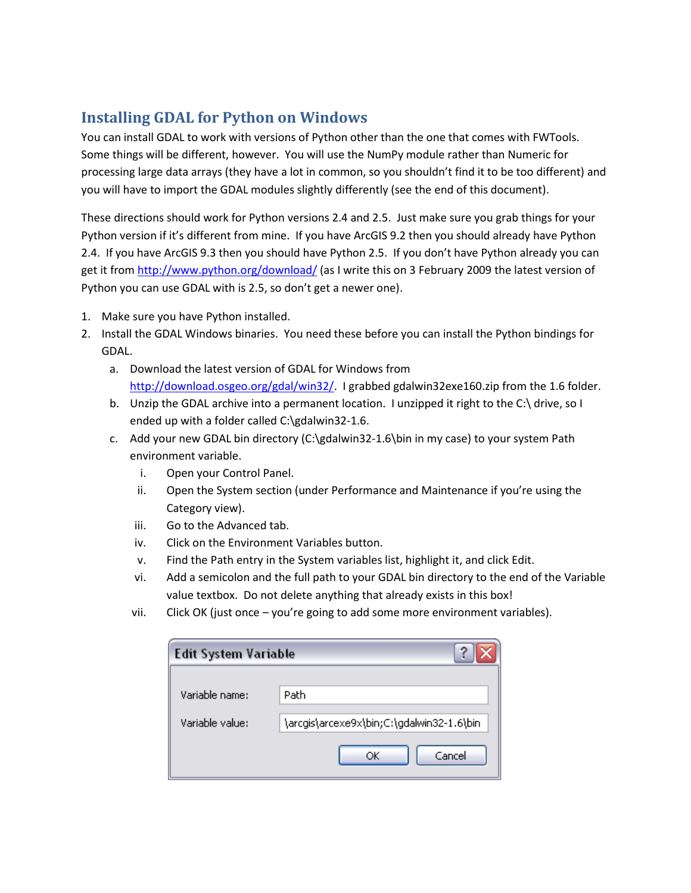## Installing GDAL for Python on Windows

You can install GDAL to work with versions of Python other than the one that comes with FWTools. Some things will be different, however. You will use the NumPy module rather than Numeric for processing large data arrays (they have a lot in common, so you shouldn't find it to be too different) and you will have to import the GDAL modules slightly differently (see the end of this document).

These directions should work for Python versions 2.4 and 2.5. Just make sure you grab things for your Python version if it's different from mine. If you have ArcGIS 9.2 then you should already have Python 2.4. If you have ArcGIS 9.3 then you should have Python 2.5. If you don't have Python already you can get it from http://www.python.org/download/ (as I write this on 3 February 2009 the latest version of Python you can use GDAL with is 2.5, so don't get a newer one).

1. Make sure you have Python installed.
2. Install the GDAL Windows binaries. You need these before you can install the Python bindings for GDAL.
    a. Download the latest version of GDAL for Windows from http://download.osgeo.org/gdal/win32/. I grabbed gdalwin32exe160.zip from the 1.6 folder.
    b. Unzip the GDAL archive into a permanent location. I unzipped it right to the C:\ drive, so I ended up with a folder called C:\gdalwin32-1.6.
    c. Add your new GDAL bin directory (C:\gdalwin32-1.6\bin in my case) to your system Path environment variable.
        i. Open your Control Panel.
        ii. Open the System section (under Performance and Maintenance if you're using the Category view).
        iii. Go to the Advanced tab.
        iv. Click on the Environment Variables button.
        v. Find the Path entry in the System variables list, highlight it, and click Edit.
        vi. Add a semicolon and the full path to your GDAL bin directory to the end of the Variable value textbox. Do not delete anything that already exists in this box!
        vii. Click OK (just once – you're going to add some more environment variables).

**Edit System Variable**

Variable name: Path

Variable value: \arcgis\arcexe9x\bin;C:\gdalwin32-1.6\bin

OK | Cancel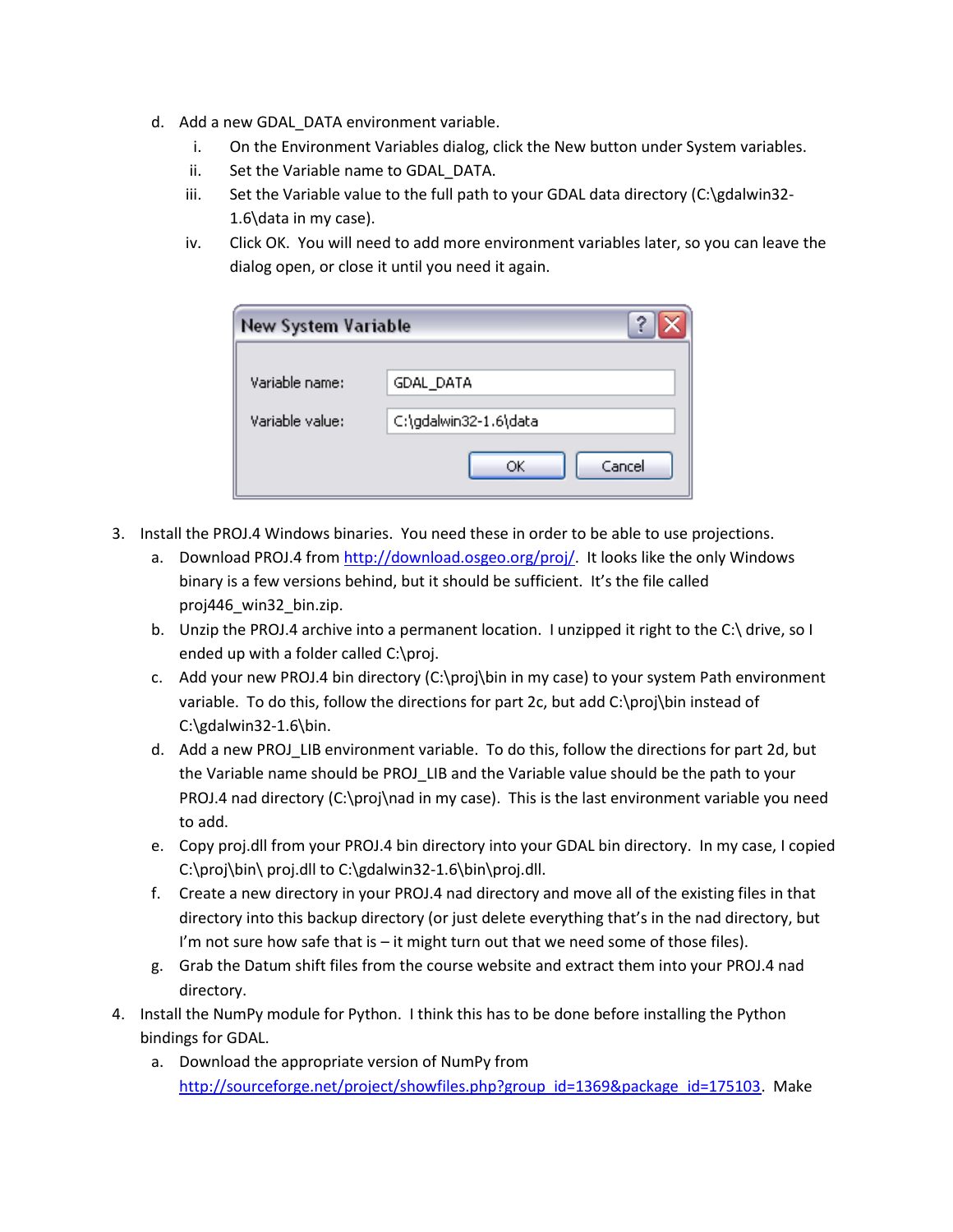d. Add a new GDAL_DATA environment variable.

   i. On the Environment Variables dialog, click the New button under System variables.

   ii. Set the Variable name to GDAL_DATA.

   iii. Set the Variable value to the full path to your GDAL data directory (C:\gdalwin32-1.6\data in my case).

   iv. Click OK. You will need to add more environment variables later, so you can leave the dialog open, or close it until you need it again.

3. Install the PROJ.4 Windows binaries. You need these in order to be able to use projections.

   a. Download PROJ.4 from http://download.osgeo.org/proj/. It looks like the only Windows binary is a few versions behind, but it should be sufficient. It's the file called proj446_win32_bin.zip.

   b. Unzip the PROJ.4 archive into a permanent location. I unzipped it right to the C:\ drive, so I ended up with a folder called C:\proj.

   c. Add your new PROJ.4 bin directory (C:\proj\bin in my case) to your system Path environment variable. To do this, follow the directions for part 2c, but add C:\proj\bin instead of C:\gdalwin32-1.6\bin.

   d. Add a new PROJ_LIB environment variable. To do this, follow the directions for part 2d, but the Variable name should be PROJ_LIB and the Variable value should be the path to your PROJ.4 nad directory (C:\proj\nad in my case). This is the last environment variable you need to add.

   e. Copy proj.dll from your PROJ.4 bin directory into your GDAL bin directory. In my case, I copied C:\proj\bin\ proj.dll to C:\gdalwin32-1.6\bin\proj.dll.

   f. Create a new directory in your PROJ.4 nad directory and move all of the existing files in that directory into this backup directory (or just delete everything that's in the nad directory, but I'm not sure how safe that is – it might turn out that we need some of those files).

   g. Grab the Datum shift files from the course website and extract them into your PROJ.4 nad directory.

4. Install the NumPy module for Python. I think this has to be done before installing the Python bindings for GDAL.

   a. Download the appropriate version of NumPy from http://sourceforge.net/project/showfiles.php?group_id=1369&package_id=175103. Make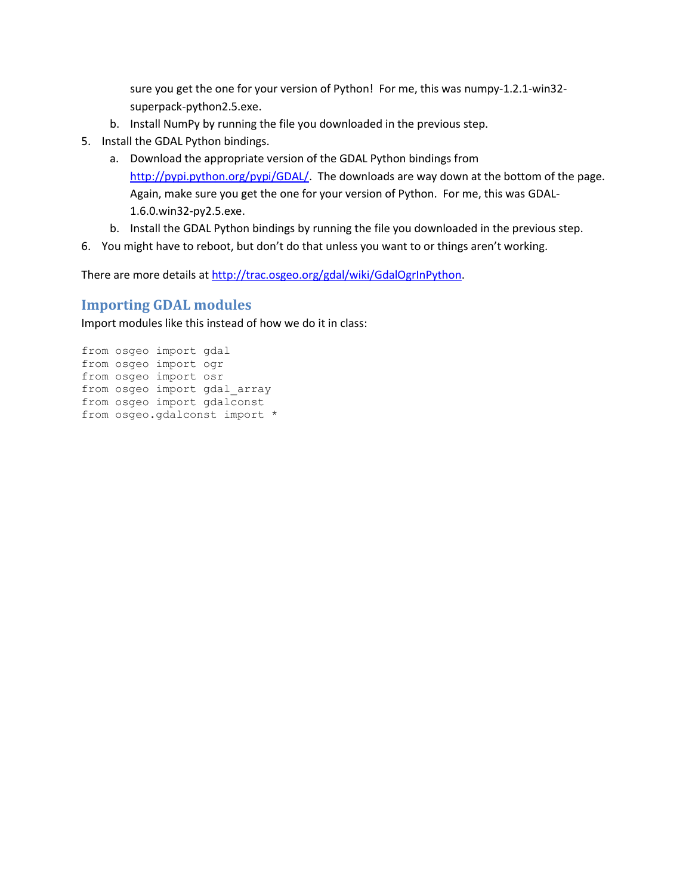sure you get the one for your version of Python! For me, this was numpy-1.2.1-win32-superpack-python2.5.exe.

   b. Install NumPy by running the file you downloaded in the previous step.

5. Install the GDAL Python bindings.
   a. Download the appropriate version of the GDAL Python bindings from http://pypi.python.org/pypi/GDAL/. The downloads are way down at the bottom of the page. Again, make sure you get the one for your version of Python. For me, this was GDAL-1.6.0.win32-py2.5.exe.
   b. Install the GDAL Python bindings by running the file you downloaded in the previous step.
6. You might have to reboot, but don't do that unless you want to or things aren't working.

There are more details at http://trac.osgeo.org/gdal/wiki/GdalOgrInPython.

## Importing GDAL modules

Import modules like this instead of how we do it in class:

```
from osgeo import gdal
from osgeo import ogr
from osgeo import osr
from osgeo import gdal_array
from osgeo import gdalconst
from osgeo.gdalconst import *
```